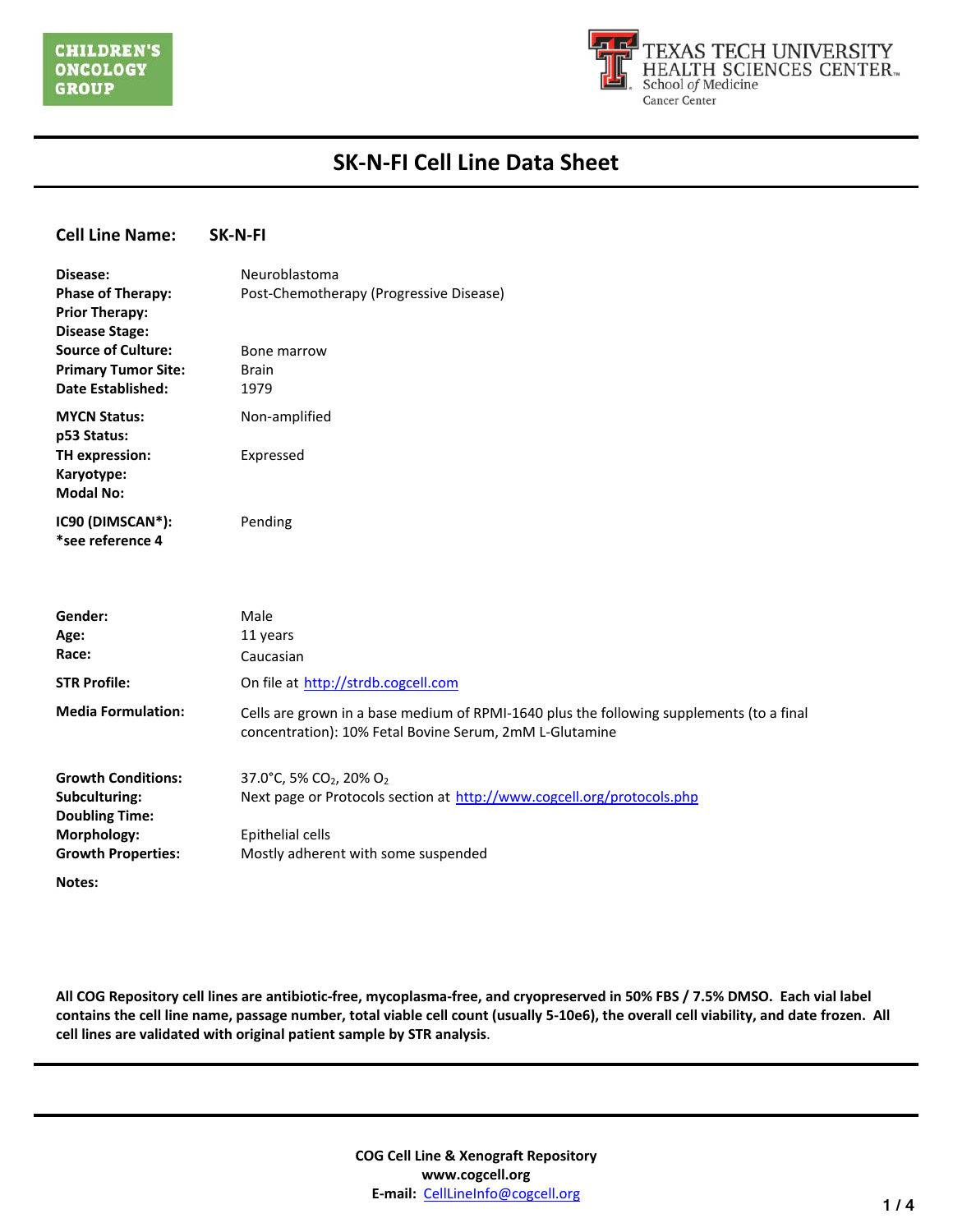CHILDREN'S ONCOLOGY GROUP

TEXAS TECH UNIVERSITY HEALTH SCIENCES CENTER. School of Medicine Cancer Center

# SK-N-FI Cell Line Data Sheet

**Cell Line Name:** **SK-N-FI**

| | |
|---|---|
| **Disease:** | Neuroblastoma |
| **Phase of Therapy:** | Post-Chemotherapy (Progressive Disease) |
| **Prior Therapy:** | |
| **Disease Stage:** | |
| **Source of Culture:** | Bone marrow |
| **Primary Tumor Site:** | Brain |
| **Date Established:** | 1979 |
| **MYCN Status:** | Non-amplified |
| **p53 Status:** | |
| **TH expression:** | Expressed |
| **Karyotype:** | |
| **Modal No:** | |
| **IC90 (DIMSCAN*):** *see reference 4 | Pending |
| **Gender:** | Male |
| **Age:** | 11 years |
| **Race:** | Caucasian |
| **STR Profile:** | On file at http://strdb.cogcell.com |
| **Media Formulation:** | Cells are grown in a base medium of RPMI-1640 plus the following supplements (to a final concentration): 10% Fetal Bovine Serum, 2mM L-Glutamine |
| **Growth Conditions:** | 37.0°C, 5% $CO_2$, 20% $O_2$ |
| **Subculturing:** | Next page or Protocols section at http://www.cogcell.org/protocols.php |
| **Doubling Time:** | |
| **Morphology:** | Epithelial cells |
| **Growth Properties:** | Mostly adherent with some suspended |
| **Notes:** | |

**All COG Repository cell lines are antibiotic-free, mycoplasma-free, and cryopreserved in 50% FBS / 7.5% DMSO. Each vial label contains the cell line name, passage number, total viable cell count (usually 5-10e6), the overall cell viability, and date frozen. All cell lines are validated with original patient sample by STR analysis**.

**COG Cell Line & Xenograft Repository**
**www.cogcell.org**
**E-mail:** CellLineInfo@cogcell.org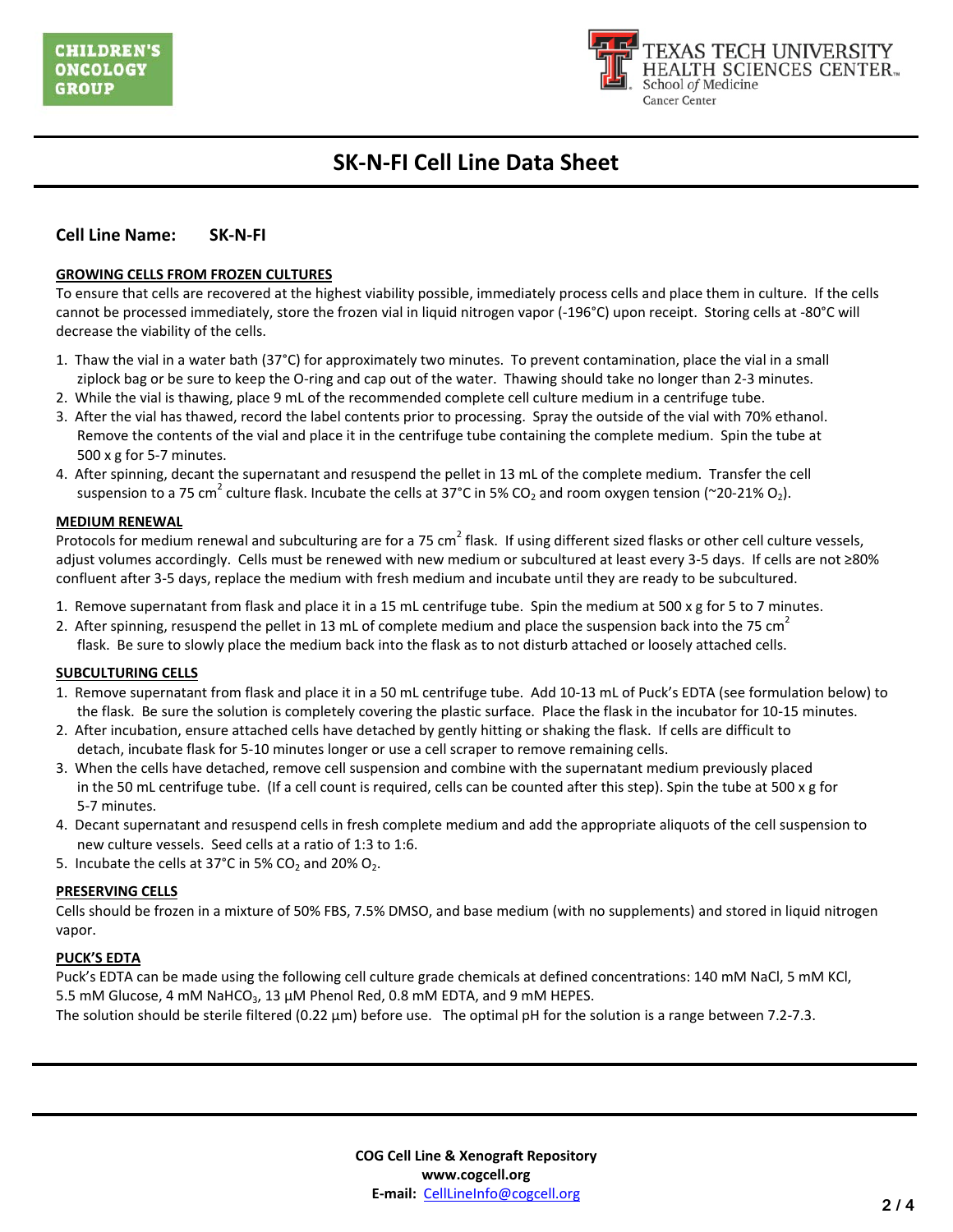# SK-N-FI Cell Line Data Sheet

**Cell Line Name:** **SK-N-FI**

## GROWING CELLS FROM FROZEN CULTURES

To ensure that cells are recovered at the highest viability possible, immediately process cells and place them in culture. If the cells cannot be processed immediately, store the frozen vial in liquid nitrogen vapor (-196°C) upon receipt. Storing cells at -80°C will decrease the viability of the cells.

1. Thaw the vial in a water bath (37°C) for approximately two minutes. To prevent contamination, place the vial in a small ziplock bag or be sure to keep the O-ring and cap out of the water. Thawing should take no longer than 2-3 minutes.
2. While the vial is thawing, place 9 mL of the recommended complete cell culture medium in a centrifuge tube.
3. After the vial has thawed, record the label contents prior to processing. Spray the outside of the vial with 70% ethanol. Remove the contents of the vial and place it in the centrifuge tube containing the complete medium. Spin the tube at 500 x g for 5-7 minutes.
4. After spinning, decant the supernatant and resuspend the pellet in 13 mL of the complete medium. Transfer the cell suspension to a 75 $cm^2$ culture flask. Incubate the cells at 37°C in 5% $CO_2$ and room oxygen tension (~20-21% $O_2$).

## MEDIUM RENEWAL

Protocols for medium renewal and subculturing are for a 75 $cm^2$ flask. If using different sized flasks or other cell culture vessels, adjust volumes accordingly. Cells must be renewed with new medium or subcultured at least every 3-5 days. If cells are not ≥80% confluent after 3-5 days, replace the medium with fresh medium and incubate until they are ready to be subcultured.

1. Remove supernatant from flask and place it in a 15 mL centrifuge tube. Spin the medium at 500 x g for 5 to 7 minutes.
2. After spinning, resuspend the pellet in 13 mL of complete medium and place the suspension back into the 75 $cm^2$ flask. Be sure to slowly place the medium back into the flask as to not disturb attached or loosely attached cells.

## SUBCULTURING CELLS

1. Remove supernatant from flask and place it in a 50 mL centrifuge tube. Add 10-13 mL of Puck's EDTA (see formulation below) to the flask. Be sure the solution is completely covering the plastic surface. Place the flask in the incubator for 10-15 minutes.
2. After incubation, ensure attached cells have detached by gently hitting or shaking the flask. If cells are difficult to detach, incubate flask for 5-10 minutes longer or use a cell scraper to remove remaining cells.
3. When the cells have detached, remove cell suspension and combine with the supernatant medium previously placed in the 50 mL centrifuge tube. (If a cell count is required, cells can be counted after this step). Spin the tube at 500 x g for 5-7 minutes.
4. Decant supernatant and resuspend cells in fresh complete medium and add the appropriate aliquots of the cell suspension to new culture vessels. Seed cells at a ratio of 1:3 to 1:6.
5. Incubate the cells at 37°C in 5% $CO_2$ and 20% $O_2$.

## PRESERVING CELLS

Cells should be frozen in a mixture of 50% FBS, 7.5% DMSO, and base medium (with no supplements) and stored in liquid nitrogen vapor.

## PUCK'S EDTA

Puck's EDTA can be made using the following cell culture grade chemicals at defined concentrations: 140 mM NaCl, 5 mM KCl, 5.5 mM Glucose, 4 mM $NaHCO_3$, 13 µM Phenol Red, 0.8 mM EDTA, and 9 mM HEPES.
The solution should be sterile filtered (0.22 µm) before use. The optimal pH for the solution is a range between 7.2-7.3.

**COG Cell Line & Xenograft Repository**
**www.cogcell.org**
**E-mail:** CellLineInfo@cogcell.org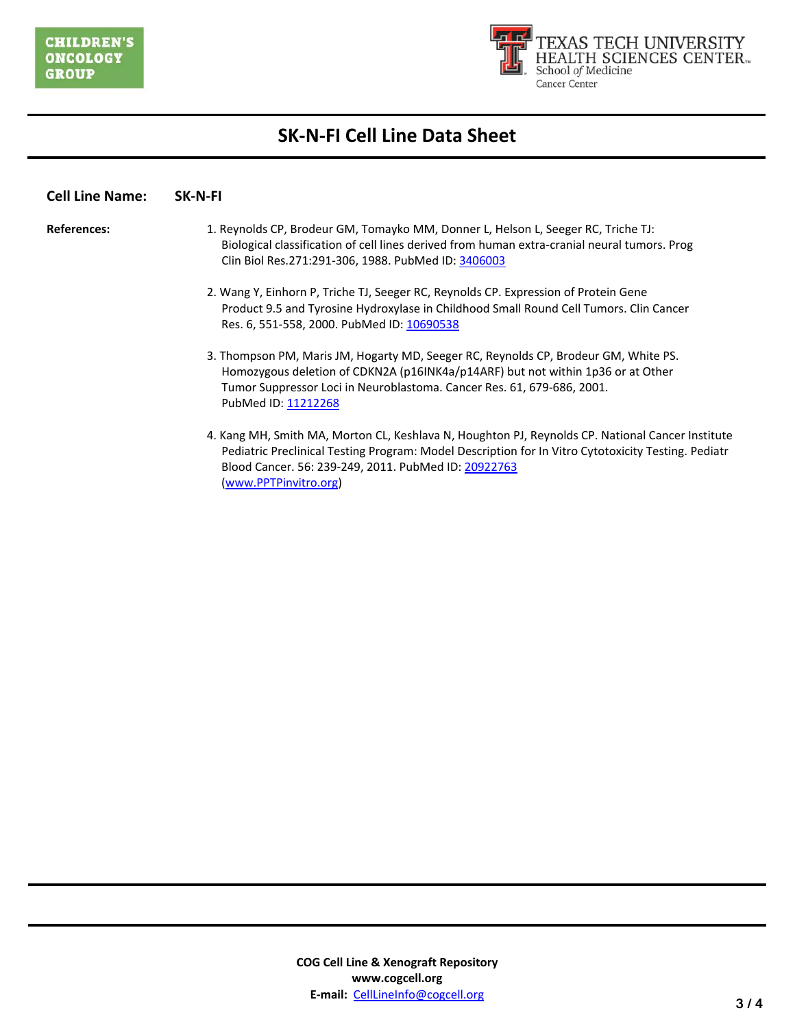## SK-N-FI Cell Line Data Sheet

**Cell Line Name:** **SK-N-FI**

**References:**

1. Reynolds CP, Brodeur GM, Tomayko MM, Donner L, Helson L, Seeger RC, Triche TJ: Biological classification of cell lines derived from human extra-cranial neural tumors. Prog Clin Biol Res.271:291-306, 1988. PubMed ID: 3406003

2. Wang Y, Einhorn P, Triche TJ, Seeger RC, Reynolds CP. Expression of Protein Gene Product 9.5 and Tyrosine Hydroxylase in Childhood Small Round Cell Tumors. Clin Cancer Res. 6, 551-558, 2000. PubMed ID: 10690538

3. Thompson PM, Maris JM, Hogarty MD, Seeger RC, Reynolds CP, Brodeur GM, White PS. Homozygous deletion of CDKN2A (p16INK4a/p14ARF) but not within 1p36 or at Other Tumor Suppressor Loci in Neuroblastoma. Cancer Res. 61, 679-686, 2001. PubMed ID: 11212268

4. Kang MH, Smith MA, Morton CL, Keshlava N, Houghton PJ, Reynolds CP. National Cancer Institute Pediatric Preclinical Testing Program: Model Description for In Vitro Cytotoxicity Testing. Pediatr Blood Cancer. 56: 239-249, 2011. PubMed ID: 20922763 (www.PPTPinvitro.org)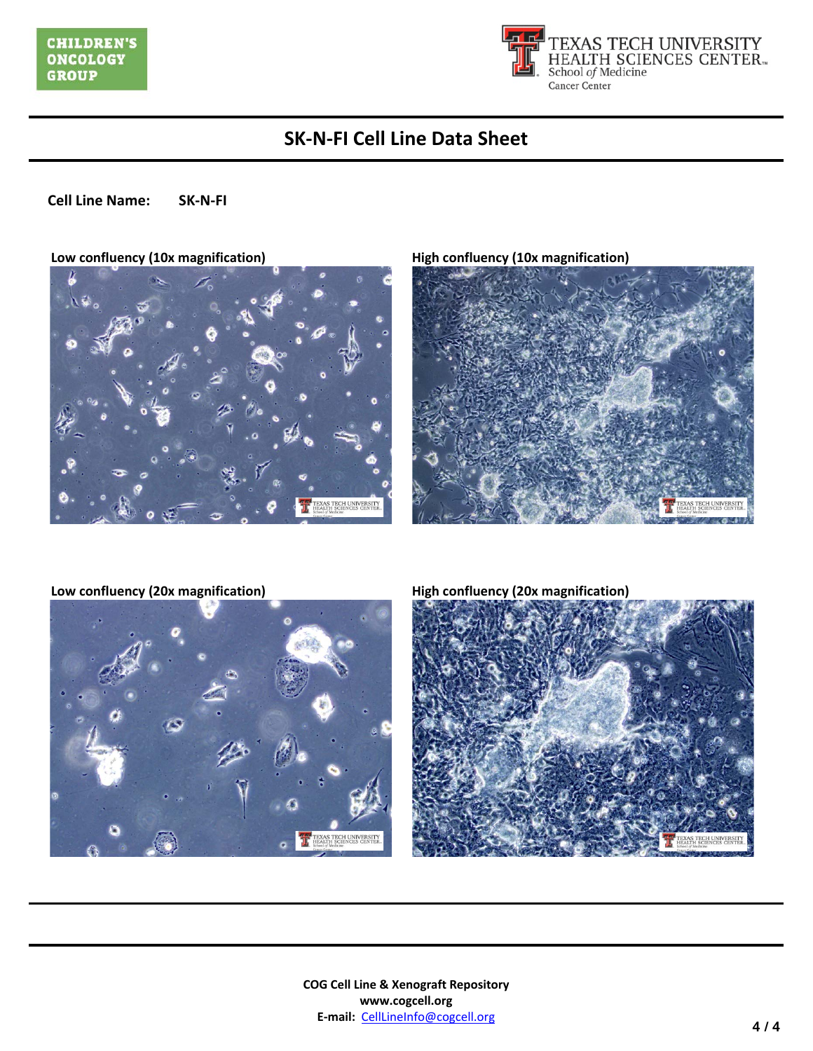CHILDREN'S ONCOLOGY GROUP

TEXAS TECH UNIVERSITY HEALTH SCIENCES CENTER. School of Medicine Cancer Center

# SK-N-FI Cell Line Data Sheet

**Cell Line Name:** **SK-N-FI**

**Low confluency (10x magnification)**

**High confluency (10x magnification)**

**Low confluency (20x magnification)**

**High confluency (20x magnification)**

**COG Cell Line & Xenograft Repository**
**www.cogcell.org**
**E-mail:** CellLineInfo@cogcell.org